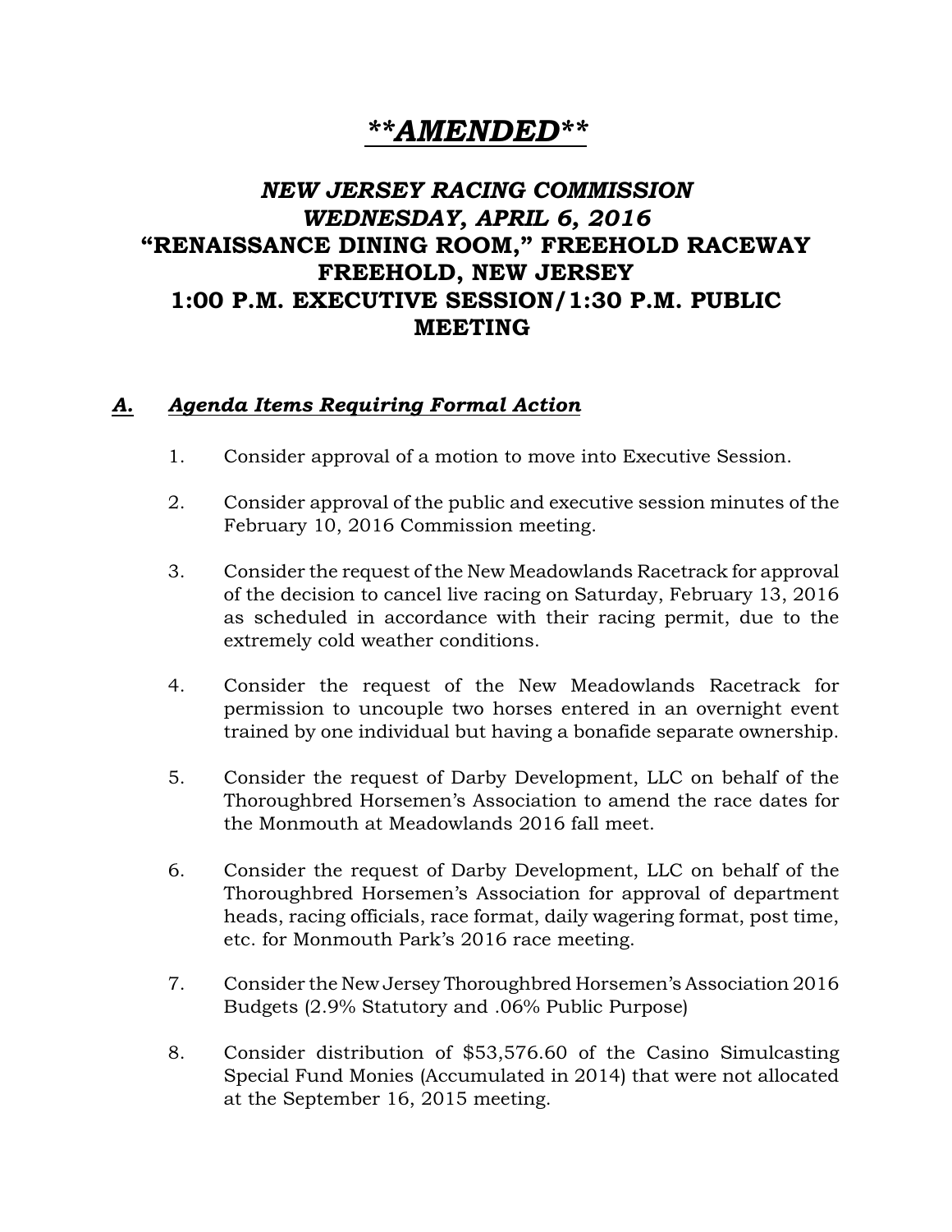# ***\*\*AMENDED\*\****

## *NEW JERSEY RACING COMMISSION*
## *WEDNESDAY, APRIL 6, 2016*
## "RENAISSANCE DINING ROOM," FREEHOLD RACEWAY
## FREEHOLD, NEW JERSEY
## 1:00 P.M. EXECUTIVE SESSION/1:30 P.M. PUBLIC MEETING

### ***A. Agenda Items Requiring Formal Action***

1. Consider approval of a motion to move into Executive Session.

2. Consider approval of the public and executive session minutes of the February 10, 2016 Commission meeting.

3. Consider the request of the New Meadowlands Racetrack for approval of the decision to cancel live racing on Saturday, February 13, 2016 as scheduled in accordance with their racing permit, due to the extremely cold weather conditions.

4. Consider the request of the New Meadowlands Racetrack for permission to uncouple two horses entered in an overnight event trained by one individual but having a bonafide separate ownership.

5. Consider the request of Darby Development, LLC on behalf of the Thoroughbred Horsemen's Association to amend the race dates for the Monmouth at Meadowlands 2016 fall meet.

6. Consider the request of Darby Development, LLC on behalf of the Thoroughbred Horsemen's Association for approval of department heads, racing officials, race format, daily wagering format, post time, etc. for Monmouth Park's 2016 race meeting.

7. Consider the New Jersey Thoroughbred Horsemen's Association 2016 Budgets (2.9% Statutory and .06% Public Purpose)

8. Consider distribution of $53,576.60 of the Casino Simulcasting Special Fund Monies (Accumulated in 2014) that were not allocated at the September 16, 2015 meeting.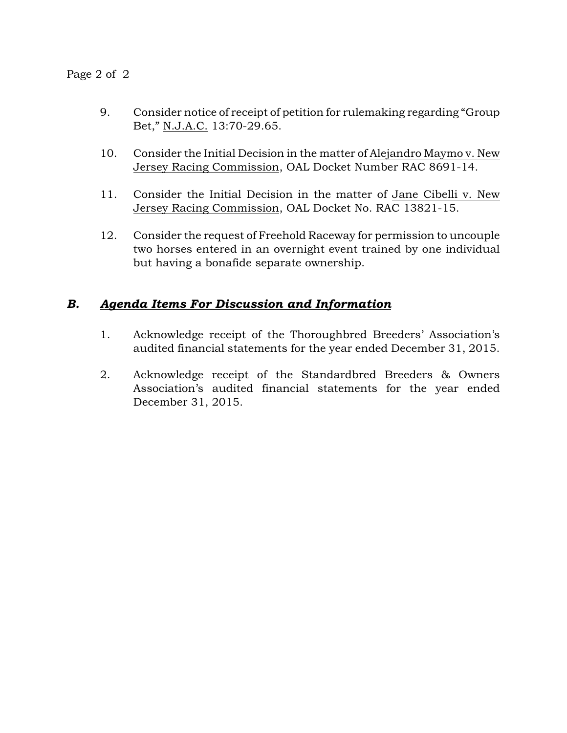9. Consider notice of receipt of petition for rulemaking regarding "Group Bet," N.J.A.C. 13:70-29.65.

10. Consider the Initial Decision in the matter of Alejandro Maymo v. New Jersey Racing Commission, OAL Docket Number RAC 8691-14.

11. Consider the Initial Decision in the matter of Jane Cibelli v. New Jersey Racing Commission, OAL Docket No. RAC 13821-15.

12. Consider the request of Freehold Raceway for permission to uncouple two horses entered in an overnight event trained by one individual but having a bonafide separate ownership.

## *B. Agenda Items For Discussion and Information*

1. Acknowledge receipt of the Thoroughbred Breeders' Association's audited financial statements for the year ended December 31, 2015.

2. Acknowledge receipt of the Standardbred Breeders & Owners Association's audited financial statements for the year ended December 31, 2015.